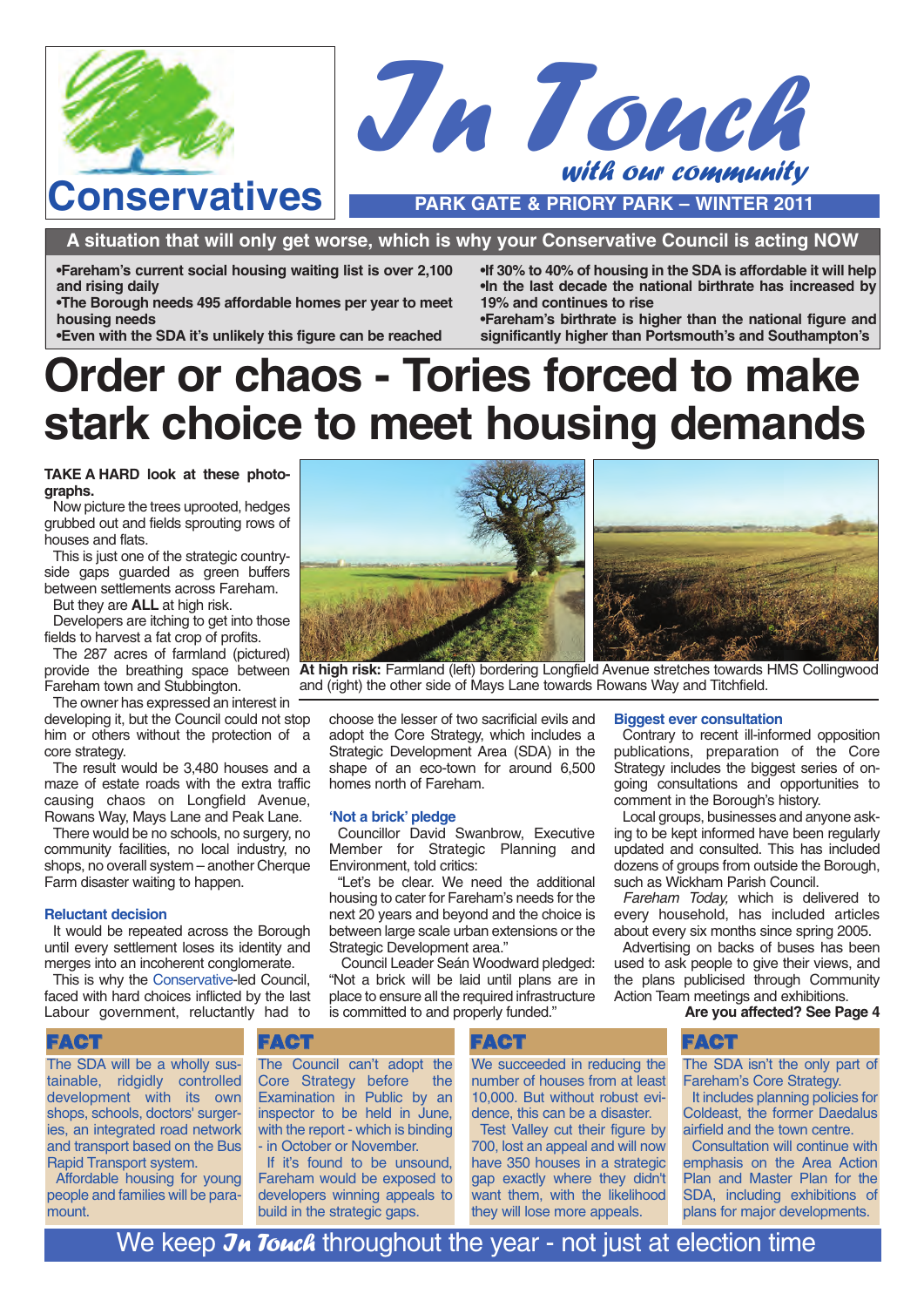# Conservatives

# In Touch
*with our community*

**PARK GATE & PRIORY PARK – WINTER 2011**

## A situation that will only get worse, which is why your Conservative Council is acting NOW

- **Fareham's current social housing waiting list is over 2,100 and rising daily**
- **The Borough needs 495 affordable homes per year to meet housing needs**
- **Even with the SDA it's unlikely this figure can be reached**
- **If 30% to 40% of housing in the SDA is affordable it will help**
- **In the last decade the national birthrate has increased by 19% and continues to rise**
- **Fareham's birthrate is higher than the national figure and significantly higher than Portsmouth's and Southampton's**

# Order or chaos - Tories forced to make stark choice to meet housing demands

**TAKE A HARD look at these photographs.**

Now picture the trees uprooted, hedges grubbed out and fields sprouting rows of houses and flats.

This is just one of the strategic countryside gaps guarded as green buffers between settlements across Fareham.

But they are **ALL** at high risk.

Developers are itching to get into those fields to harvest a fat crop of profits.

The 287 acres of farmland (pictured) provide the breathing space between Fareham town and Stubbington.

The owner has expressed an interest in developing it, but the Council could not stop him or others without the protection of a core strategy.

The result would be 3,480 houses and a maze of estate roads with the extra traffic causing chaos on Longfield Avenue, Rowans Way, Mays Lane and Peak Lane.

There would be no schools, no surgery, no community facilities, no local industry, no shops, no overall system – another Cherque Farm disaster waiting to happen.

**At high risk:** Farmland (left) bordering Longfield Avenue stretches towards HMS Collingwood and (right) the other side of Mays Lane towards Rowans Way and Titchfield.

### Reluctant decision

It would be repeated across the Borough until every settlement loses its identity and merges into an incoherent conglomerate.

This is why the Conservative-led Council, faced with hard choices inflicted by the last Labour government, reluctantly had to choose the lesser of two sacrificial evils and adopt the Core Strategy, which includes a Strategic Development Area (SDA) in the shape of an eco-town for around 6,500 homes north of Fareham.

### 'Not a brick' pledge

Councillor David Swanbrow, Executive Member for Strategic Planning and Environment, told critics:

"Let's be clear. We need the additional housing to cater for Fareham's needs for the next 20 years and beyond and the choice is between large scale urban extensions or the Strategic Development area."

Council Leader Seán Woodward pledged: "Not a brick will be laid until plans are in place to ensure all the required infrastructure is committed to and properly funded."

### Biggest ever consultation

Contrary to recent ill-informed opposition publications, preparation of the Core Strategy includes the biggest series of on-going consultations and opportunities to comment in the Borough's history.

Local groups, businesses and anyone asking to be kept informed have been regularly updated and consulted. This has included dozens of groups from outside the Borough, such as Wickham Parish Council.

*Fareham Today,* which is delivered to every household, has included articles about every six months since spring 2005.

Advertising on backs of buses has been used to ask people to give their views, and the plans publicised through Community Action Team meetings and exhibitions.

**Are you affected? See Page 4**

### FACT

The SDA will be a wholly sustainable, ridgidly controlled development with its own shops, schools, doctors' surgeries, an integrated road network and transport based on the Bus Rapid Transport system.

Affordable housing for young people and families will be paramount.

### FACT

The Council can't adopt the Core Strategy before the Examination in Public by an inspector to be held in June, with the report - which is binding - in October or November.

If it's found to be unsound, Fareham would be exposed to developers winning appeals to build in the strategic gaps.

### FACT

We succeeded in reducing the number of houses from at least 10,000. But without robust evidence, this can be a disaster.

Test Valley cut their figure by 700, lost an appeal and will now have 350 houses in a strategic gap exactly where they didn't want them, with the likelihood they will lose more appeals.

### FACT

The SDA isn't the only part of Fareham's Core Strategy.

It includes planning policies for Coldeast, the former Daedalus airfield and the town centre.

Consultation will continue with emphasis on the Area Action Plan and Master Plan for the SDA, including exhibitions of plans for major developments.

We keep *In Touch* throughout the year - not just at election time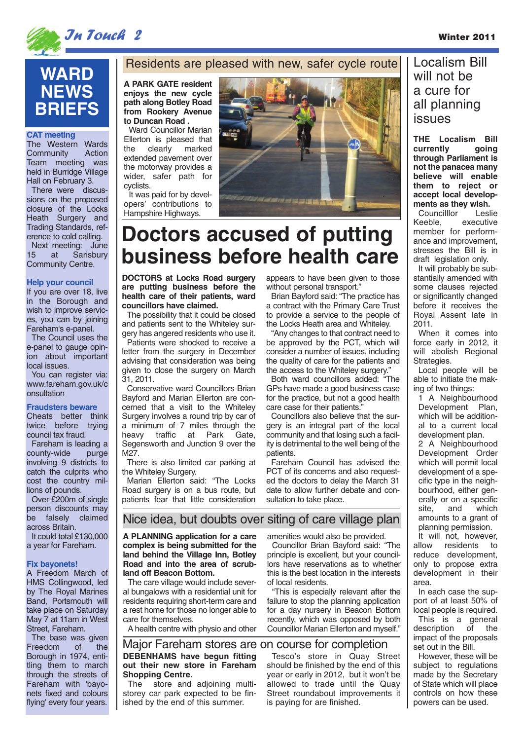# WARD NEWS BRIEFS

**CAT meeting**

The Western Wards Community Action Team meeting was held in Burridge Village Hall on February 3.

There were discussions on the proposed closure of the Locks Heath Surgery and Trading Standards, reference to cold calling.

Next meeting: June 15 at Sarisbury Community Centre.

**Help your council**

If you are over 18, live in the Borough and wish to improve services, you can by joining Fareham's e-panel.

The Council uses the e-panel to gauge opinion about important local issues.

You can register via: www.fareham.gov.uk/consultation

**Fraudsters beware**

Cheats better think twice before trying council tax fraud.

Fareham is leading a county-wide purge involving 9 districts to catch the culprits who cost the country millions of pounds.

Over £200m of single person discounts may be falsely claimed across Britain.

It could total £130,000 a year for Fareham.

**Fix bayonets!**

A Freedom March of HMS Collingwood, led by The Royal Marines Band, Portsmouth will take place on Saturday May 7 at 11am in West Street, Fareham.

The base was given Freedom of the Borough in 1974, entitling them to march through the streets of Fareham with 'bayonets fixed and colours flying' every four years.

## Residents are pleased with new, safer cycle route

**A PARK GATE resident enjoys the new cycle path along Botley Road from Rookery Avenue to Duncan Road .**

Ward Councillor Marian Ellerton is pleased that the clearly marked extended pavement over the motorway provides a wider, safer path for cyclists.

It was paid for by developers' contributions to Hampshire Highways.

# Doctors accused of putting business before health care

**DOCTORS at Locks Road surgery are putting business before the health care of their patients, ward councillors have claimed.**

The possibility that it could be closed and patients sent to the Whiteley surgery has angered residents who use it.

Patients were shocked to receive a letter from the surgery in December advising that consideration was being given to close the surgery on March 31, 2011.

Conservative ward Councillors Brian Bayford and Marian Ellerton are concerned that a visit to the Whiteley Surgery involves a round trip by car of a minimum of 7 miles through the heavy traffic at Park Gate, Segensworth and Junction 9 over the M27.

There is also limited car parking at the Whiteley Surgery.

Marian Ellerton said: "The Locks Road surgery is on a bus route, but patients fear that little consideration appears to have been given to those without personal transport."

Brian Bayford said: "The practice has a contract with the Primary Care Trust to provide a service to the people of the Locks Heath area and Whiteley.

"Any changes to that contract need to be approved by the PCT, which will consider a number of issues, including the quality of care for the patients and the access to the Whiteley surgery."

Both ward councillors added: "The GPs have made a good business case for the practice, but not a good health care case for their patients."

Councillors also believe that the surgery is an integral part of the local community and that losing such a facility is detrimental to the well being of the patients.

Fareham Council has advised the PCT of its concerns and also requested the doctors to delay the March 31 date to allow further debate and consultation to take place.

## Nice idea, but doubts over siting of care village plan

**A PLANNING application for a care complex is being submitted for the land behind the Village Inn, Botley Road and into the area of scrubland off Beacon Bottom.**

The care village would include several bungalows with a residential unit for residents requiring short-term care and a rest home for those no longer able to care for themselves.

A health centre with physio and other amenities would also be provided.

Councillor Brian Bayford said: "The principle is excellent, but your councillors have reservations as to whether this is the best location in the interests of local residents.

"This is especially relevant after the failure to stop the planning application for a day nursery in Beacon Bottom recently, which was opposed by both Councillor Marian Ellerton and myself."

## Major Fareham stores are on course for completion

**DEBENHAMS have begun fitting out their new store in Fareham Shopping Centre.**

The store and adjoining multi-storey car park expected to be finished by the end of this summer.

Tesco's store in Quay Street should be finished by the end of this year or early in 2012, but it won't be allowed to trade until the Quay Street roundabout improvements it is paying for are finished.

## Localism Bill will not be a cure for all planning issues

**THE Localism Bill currently going through Parliament is not the panacea many believe will enable them to reject or accept local developments as they wish.**

Councilllor Leslie Keeble, executive member for performance and improvement, stresses the Bill is in draft legislation only.

It will probably be substantially amended with some clauses rejected or significantly changed before it receives the Royal Assent late in 2011.

When it comes into force early in 2012, it will abolish Regional Strategies.

Local people will be able to initiate the making of two things:

1. A Neighbourhood Development Plan, which will be additional to a current local development plan.
2. A Neighbourhood Development Order which will permit local development of a specific type in the neighbourhood, either generally or on a specific site, and which amounts to a grant of planning permission.

It will not, however, allow residents to reduce development, only to propose extra development in their area.

In each case the support of at least 50% of local people is required.

This is a general description of the impact of the proposals set out in the Bill.

However, these will be subject to regulations made by the Secretary of State which will place controls on how these powers can be used.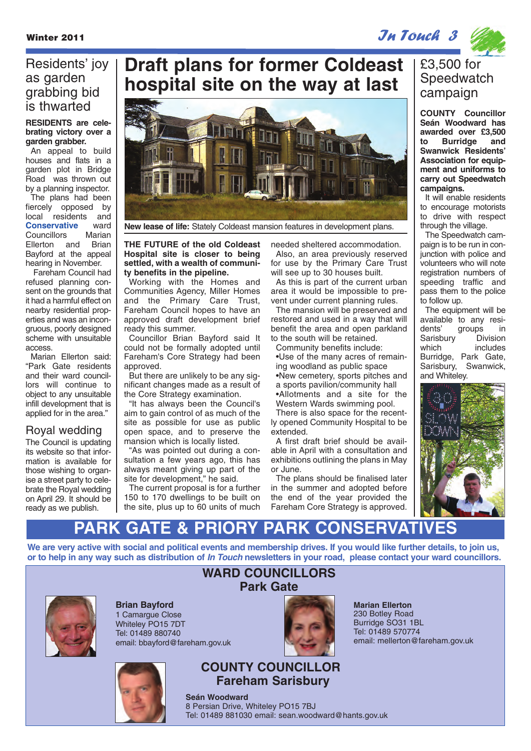# Draft plans for former Coldeast hospital site on the way at last

New lease of life: Stately Coldeast mansion features in development plans.

**THE FUTURE of the old Coldeast Hospital site is closer to being settled, with a wealth of community benefits in the pipeline.**

Working with the Homes and Communities Agency, Miller Homes and the Primary Care Trust, Fareham Council hopes to have an approved draft development brief ready this summer.

Councillor Brian Bayford said It could not be formally adopted until Fareham's Core Strategy had been approved.

But there are unlikely to be any significant changes made as a result of the Core Strategy examination.

"It has always been the Council's aim to gain control of as much of the site as possible for use as public open space, and to preserve the mansion which is locally listed.

"As was pointed out during a consultation a few years ago, this has always meant giving up part of the site for development," he said.

The current proposal is for a further 150 to 170 dwellings to be built on the site, plus up to 60 units of much needed sheltered accommodation.

Also, an area previously reserved for use by the Primary Care Trust will see up to 30 houses built.

As this is part of the current urban area it would be impossible to prevent under current planning rules.

The mansion will be preserved and restored and used in a way that will benefit the area and open parkland to the south will be retained.

Community benefits include:

- Use of the many acres of remaining woodland as public space
- New cemetery, sports pitches and a sports pavilion/community hall
- Allotments and a site for the Western Wards swimming pool.

There is also space for the recently opened Community Hospital to be extended.

A first draft brief should be available in April with a consultation and exhibitions outlining the plans in May or June.

The plans should be finalised later in the summer and adopted before the end of the year provided the Fareham Core Strategy is approved.

## Residents' joy as garden grabbing bid is thwarted

**RESIDENTS are celebrating victory over a garden grabber.**

An appeal to build houses and flats in a garden plot in Bridge Road was thrown out by a planning inspector.

The plans had been fiercely opposed by local residents and **Conservative** ward Councillors Marian Ellerton and Brian Bayford at the appeal hearing in November.

Fareham Council had refused planning consent on the grounds that it had a harmful effect on nearby residential properties and was an incongruous, poorly designed scheme with unsuitable access.

Marian Ellerton said: "Park Gate residents and their ward councillors will continue to object to any unsuitable infill development that is applied for in the area."

## Royal wedding

The Council is updating its website so that information is available for those wishing to organise a street party to celebrate the Royal wedding on April 29. It should be ready as we publish.

## £3,500 for Speedwatch campaign

**COUNTY Councillor Seán Woodward has awarded over £3,500 to Burridge and Swanwick Residents' Association for equipment and uniforms to carry out Speedwatch campaigns.**

It will enable residents to encourage motorists to drive with respect through the village.

The Speedwatch campaign is to be run in conjunction with police and volunteers who will note registration numbers of speeding traffic and pass them to the police to follow up.

The equipment will be available to any residents' groups in Sarisbury Division which includes Burridge, Park Gate, Sarisbury, Swanwick, and Whiteley.

# PARK GATE & PRIORY PARK CONSERVATIVES

**We are very active with social and political events and membership drives. If you would like further details, to join us, or to help in any way such as distribution of *In Touch* newsletters in your road, please contact your ward councillors.**

## WARD COUNCILLORS Park Gate

**Brian Bayford**
1 Camargue Close
Whiteley PO15 7DT
Tel: 01489 880740
email: bbayford@fareham.gov.uk

**Marian Ellerton**
230 Botley Road
Burridge SO31 1BL
Tel: 01489 570774
email: mellerton@fareham.gov.uk

## COUNTY COUNCILLOR Fareham Sarisbury

**Seán Woodward**
8 Persian Drive, Whiteley PO15 7BJ
Tel: 01489 881030 email: sean.woodward@hants.gov.uk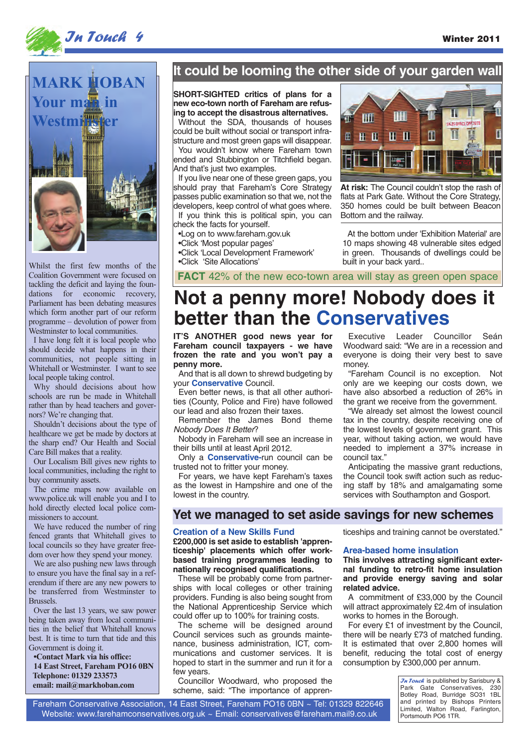# MARK HOBAN Your man in Westminster

Whilst the first few months of the Coalition Government were focused on tackling the deficit and laying the foundations for economic recovery, Parliament has been debating measures which form another part of our reform programme – devolution of power from Westminster to local communities.

I have long felt it is local people who should decide what happens in their communities, not people sitting in Whitehall or Westminster. I want to see local people taking control.

Why should decisions about how schools are run be made in Whitehall rather than by head teachers and governors? We're changing that.

Shouldn't decisions about the type of healthcare we get be made by doctors at the sharp end? Our Health and Social Care Bill makes that a reality.

Our Localism Bill gives new rights to local communities, including the right to buy community assets.

The crime maps now available on www.police.uk will enable you and I to hold directly elected local police commissioners to account.

We have reduced the number of ring fenced grants that Whitehall gives to local councils so they have greater freedom over how they spend your money.

We are also pushing new laws through to ensure you have the final say in a referendum if there are any new powers to be transferred from Westminster to Brussels.

Over the last 13 years, we saw power being taken away from local communities in the belief that Whitehall knows best. It is time to turn that tide and this Government is doing it.

**•Contact Mark via his office:**
**14 East Street, Fareham PO16 0BN**
**Telephone: 01329 233573**
**email: mail@markhoban.com**

## It could be looming the other side of your garden wall

**SHORT-SIGHTED critics of plans for a new eco-town north of Fareham are refusing to accept the disastrous alternatives.**

Without the SDA, thousands of houses could be built without social or transport infrastructure and most green gaps will disappear.

You wouldn't know where Fareham town ended and Stubbington or Titchfield began. And that's just two examples.

If you live near one of these green gaps, you should pray that Fareham's Core Strategy passes public examination so that we, not the developers, keep control of what goes where.

If you think this is political spin, you can check the facts for yourself.

- Log on to www.fareham.gov.uk
- Click 'Most popular pages'
- Click 'Local Development Framework'
- Click 'Site Allocations'

**At risk:** The Council couldn't stop the rash of flats at Park Gate. Without the Core Strategy, 350 homes could be built between Beacon Bottom and the railway.

At the bottom under 'Exhibition Material' are 10 maps showing 48 vulnerable sites edged in green. Thousands of dwellings could be built in your back yard..

**FACT** 42% of the new eco-town area will stay as green open space

# Not a penny more! Nobody does it better than the Conservatives

**IT'S ANOTHER good news year for Fareham council taxpayers - we have frozen the rate and you won't pay a penny more.**

And that is all down to shrewd budgeting by your **Conservative** Council.

Even better news, is that all other authorities (County, Police and Fire) have followed our lead and also frozen their taxes.

Remember the James Bond theme *Nobody Does It Better*?

Nobody in Fareham will see an increase in their bills until at least April 2012.

Only a **Conservative**-run council can be trusted not to fritter your money.

For years, we have kept Fareham's taxes as the lowest in Hampshire and one of the lowest in the country.

Executive Leader Councillor Seán Woodward said: "We are in a recession and everyone is doing their very best to save money.

"Fareham Council is no exception. Not only are we keeping our costs down, we have also absorbed a reduction of 26% in the grant we receive from the government.

"We already set almost the lowest council tax in the country, despite receiving one of the lowest levels of government grant. This year, without taking action, we would have needed to implement a 37% increase in council tax."

Anticipating the massive grant reductions, the Council took swift action such as reducing staff by 18% and amalgamating some services with Southampton and Gosport.

## Yet we managed to set aside savings for new schemes

### Creation of a New Skills Fund

**£200,000 is set aside to establish 'apprenticeship' placements which offer work-based training programmes leading to nationally recognised qualifications.**

These will be probably come from partnerships with local colleges or other training providers. Funding is also being sought from the National Apprenticeship Service which could offer up to 100% for training costs.

The scheme will be designed around Council services such as grounds maintenance, business administration, ICT, communications and customer services. It is hoped to start in the summer and run it for a few years.

Councillor Woodward, who proposed the scheme, said: "The importance of apprenticeships and training cannot be overstated."

### Area-based home insulation

**This involves attracting significant external funding to retro-fit home insulation and provide energy saving and solar related advice.**

A commitment of £33,000 by the Council will attract approximately £2.4m of insulation works to homes in the Borough.

For every £1 of investment by the Council, there will be nearly £73 of matched funding. It is estimated that over 2,800 homes will benefit, reducing the total cost of energy consumption by £300,000 per annum.

Fareham Conservative Association, 14 East Street, Fareham PO16 0BN ~ Tel: 01329 822646
Website: www.farehamconservatives.org.uk ~ Email: conservatives@fareham.mail9.co.uk

*In Touch* is published by Sarisbury & Park Gate Conservatives, 230 Botley Road, Burridge SO31 1BL and printed by Bishops Printers Limited, Walton Road, Farlington, Portsmouth PO6 1TR.